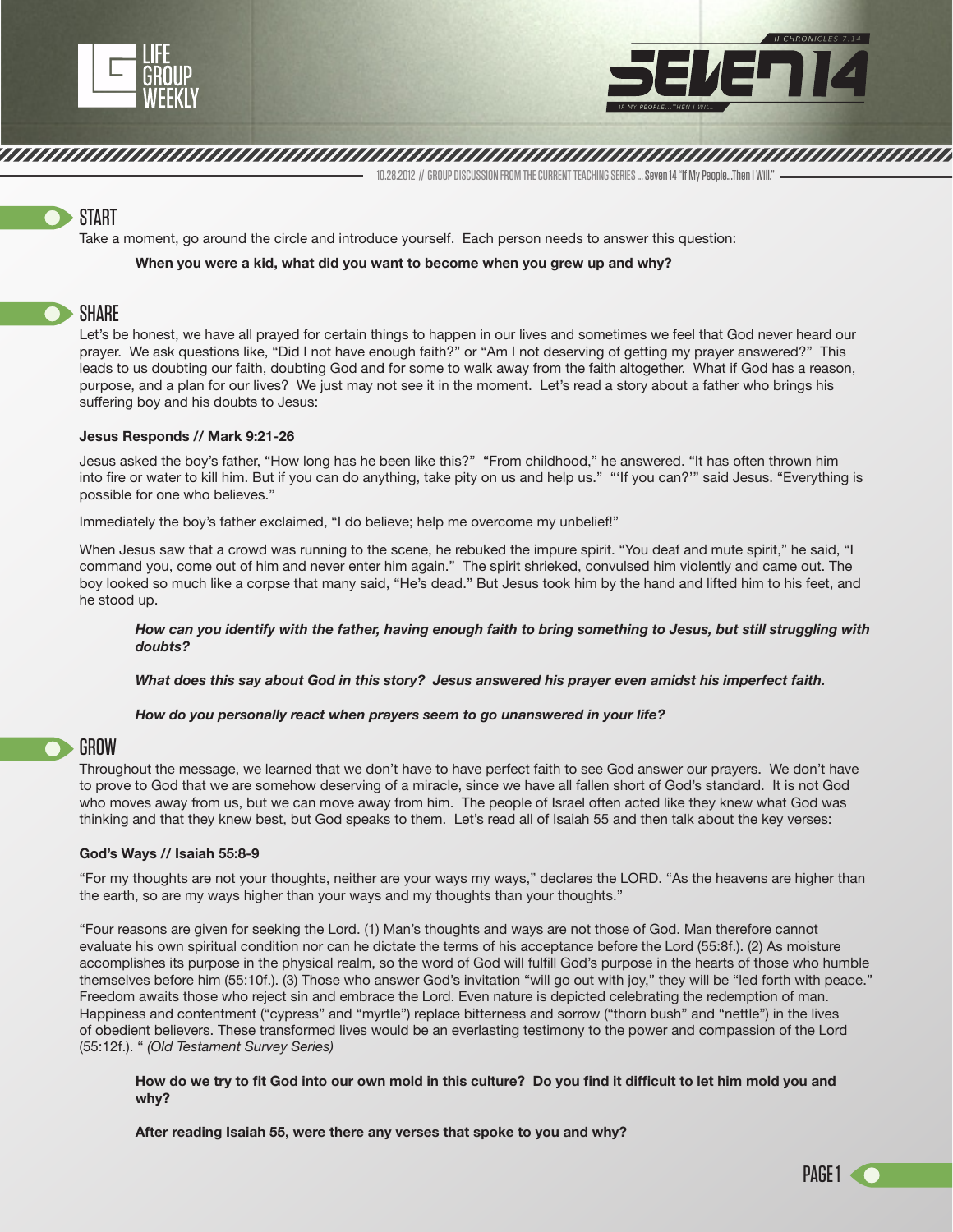LIFE GROUP WEEKLY

II CHRONICLES 7:14

SEVEN14

IF MY PEOPLE...THEN I WILL

10.28.2012 // GROUP DISCUSSION FROM THE CURRENT TEACHING SERIES ... Seven 14 "If My People...Then I Will."

## START

Take a moment, go around the circle and introduce yourself. Each person needs to answer this question:

**When you were a kid, what did you want to become when you grew up and why?**

## SHARE

Let's be honest, we have all prayed for certain things to happen in our lives and sometimes we feel that God never heard our prayer. We ask questions like, "Did I not have enough faith?" or "Am I not deserving of getting my prayer answered?" This leads to us doubting our faith, doubting God and for some to walk away from the faith altogether. What if God has a reason, purpose, and a plan for our lives? We just may not see it in the moment. Let's read a story about a father who brings his suffering boy and his doubts to Jesus:

**Jesus Responds // Mark 9:21-26**

Jesus asked the boy's father, "How long has he been like this?" "From childhood," he answered. "It has often thrown him into fire or water to kill him. But if you can do anything, take pity on us and help us." "'If you can?'" said Jesus. "Everything is possible for one who believes."

Immediately the boy's father exclaimed, "I do believe; help me overcome my unbelief!"

When Jesus saw that a crowd was running to the scene, he rebuked the impure spirit. "You deaf and mute spirit," he said, "I command you, come out of him and never enter him again." The spirit shrieked, convulsed him violently and came out. The boy looked so much like a corpse that many said, "He's dead." But Jesus took him by the hand and lifted him to his feet, and he stood up.

***How can you identify with the father, having enough faith to bring something to Jesus, but still struggling with doubts?***

***What does this say about God in this story? Jesus answered his prayer even amidst his imperfect faith.***

***How do you personally react when prayers seem to go unanswered in your life?***

## GROW

Throughout the message, we learned that we don't have to have perfect faith to see God answer our prayers. We don't have to prove to God that we are somehow deserving of a miracle, since we have all fallen short of God's standard. It is not God who moves away from us, but we can move away from him. The people of Israel often acted like they knew what God was thinking and that they knew best, but God speaks to them. Let's read all of Isaiah 55 and then talk about the key verses:

**God's Ways // Isaiah 55:8-9**

"For my thoughts are not your thoughts, neither are your ways my ways," declares the LORD. "As the heavens are higher than the earth, so are my ways higher than your ways and my thoughts than your thoughts."

"Four reasons are given for seeking the Lord. (1) Man's thoughts and ways are not those of God. Man therefore cannot evaluate his own spiritual condition nor can he dictate the terms of his acceptance before the Lord (55:8f.). (2) As moisture accomplishes its purpose in the physical realm, so the word of God will fulfill God's purpose in the hearts of those who humble themselves before him (55:10f.). (3) Those who answer God's invitation "will go out with joy," they will be "led forth with peace." Freedom awaits those who reject sin and embrace the Lord. Even nature is depicted celebrating the redemption of man. Happiness and contentment ("cypress" and "myrtle") replace bitterness and sorrow ("thorn bush" and "nettle") in the lives of obedient believers. These transformed lives would be an everlasting testimony to the power and compassion of the Lord (55:12f.). " *(Old Testament Survey Series)*

**How do we try to fit God into our own mold in this culture? Do you find it difficult to let him mold you and why?**

**After reading Isaiah 55, were there any verses that spoke to you and why?**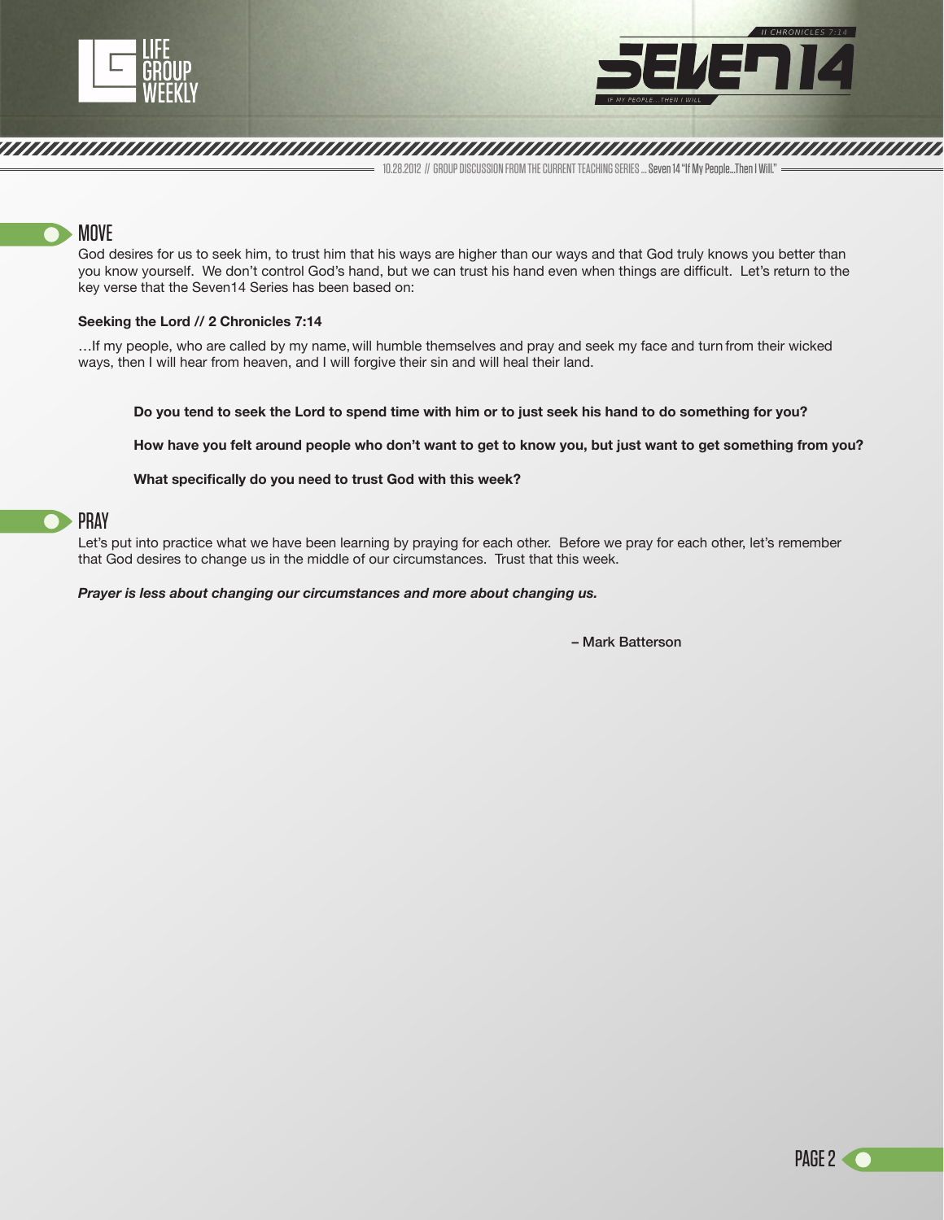## MOVE

God desires for us to seek him, to trust him that his ways are higher than our ways and that God truly knows you better than you know yourself. We don't control God's hand, but we can trust his hand even when things are difficult. Let's return to the key verse that the Seven14 Series has been based on:

**Seeking the Lord // 2 Chronicles 7:14**

…If my people, who are called by my name, will humble themselves and pray and seek my face and turn from their wicked ways, then I will hear from heaven, and I will forgive their sin and will heal their land.

**Do you tend to seek the Lord to spend time with him or to just seek his hand to do something for you?**

**How have you felt around people who don't want to get to know you, but just want to get something from you?**

**What specifically do you need to trust God with this week?**

## PRAY

Let's put into practice what we have been learning by praying for each other. Before we pray for each other, let's remember that God desires to change us in the middle of our circumstances. Trust that this week.

***Prayer is less about changing our circumstances and more about changing us.***

– Mark Batterson